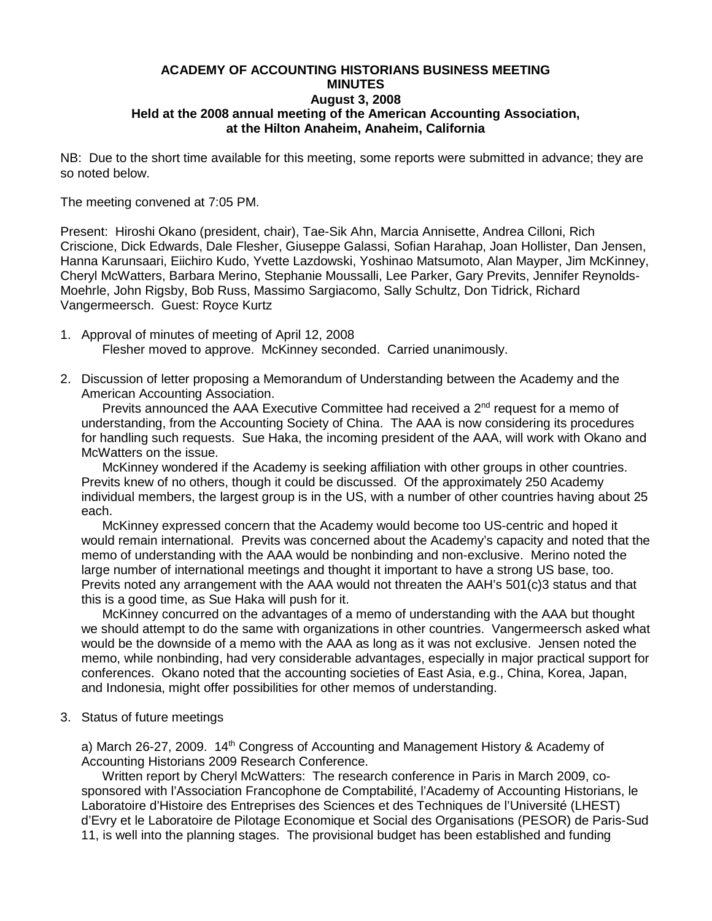# ACADEMY OF ACCOUNTING HISTORIANS BUSINESS MEETING MINUTES

## August 3, 2008

### Held at the 2008 annual meeting of the American Accounting Association, at the Hilton Anaheim, Anaheim, California

NB: Due to the short time available for this meeting, some reports were submitted in advance; they are so noted below.

The meeting convened at 7:05 PM.

Present: Hiroshi Okano (president, chair), Tae-Sik Ahn, Marcia Annisette, Andrea Cilloni, Rich Criscione, Dick Edwards, Dale Flesher, Giuseppe Galassi, Sofian Harahap, Joan Hollister, Dan Jensen, Hanna Karunsaari, Eiichiro Kudo, Yvette Lazdowski, Yoshinao Matsumoto, Alan Mayper, Jim McKinney, Cheryl McWatters, Barbara Merino, Stephanie Moussalli, Lee Parker, Gary Previts, Jennifer Reynolds-Moehrle, John Rigsby, Bob Russ, Massimo Sargiacomo, Sally Schultz, Don Tidrick, Richard Vangermeersch. Guest: Royce Kurtz

1. Approval of minutes of meeting of April 12, 2008

   Flesher moved to approve. McKinney seconded. Carried unanimously.

2. Discussion of letter proposing a Memorandum of Understanding between the Academy and the American Accounting Association.

   Previts announced the AAA Executive Committee had received a 2nd request for a memo of understanding, from the Accounting Society of China. The AAA is now considering its procedures for handling such requests. Sue Haka, the incoming president of the AAA, will work with Okano and McWatters on the issue.

   McKinney wondered if the Academy is seeking affiliation with other groups in other countries. Previts knew of no others, though it could be discussed. Of the approximately 250 Academy individual members, the largest group is in the US, with a number of other countries having about 25 each.

   McKinney expressed concern that the Academy would become too US-centric and hoped it would remain international. Previts was concerned about the Academy's capacity and noted that the memo of understanding with the AAA would be nonbinding and non-exclusive. Merino noted the large number of international meetings and thought it important to have a strong US base, too. Previts noted any arrangement with the AAA would not threaten the AAH's 501(c)3 status and that this is a good time, as Sue Haka will push for it.

   McKinney concurred on the advantages of a memo of understanding with the AAA but thought we should attempt to do the same with organizations in other countries. Vangermeersch asked what would be the downside of a memo with the AAA as long as it was not exclusive. Jensen noted the memo, while nonbinding, had very considerable advantages, especially in major practical support for conferences. Okano noted that the accounting societies of East Asia, e.g., China, Korea, Japan, and Indonesia, might offer possibilities for other memos of understanding.

3. Status of future meetings

   a) March 26-27, 2009. 14th Congress of Accounting and Management History & Academy of Accounting Historians 2009 Research Conference.

   Written report by Cheryl McWatters: The research conference in Paris in March 2009, co-sponsored with l'Association Francophone de Comptabilité, l'Academy of Accounting Historians, le Laboratoire d'Histoire des Entreprises des Sciences et des Techniques de l'Université (LHEST) d'Evry et le Laboratoire de Pilotage Economique et Social des Organisations (PESOR) de Paris-Sud 11, is well into the planning stages. The provisional budget has been established and funding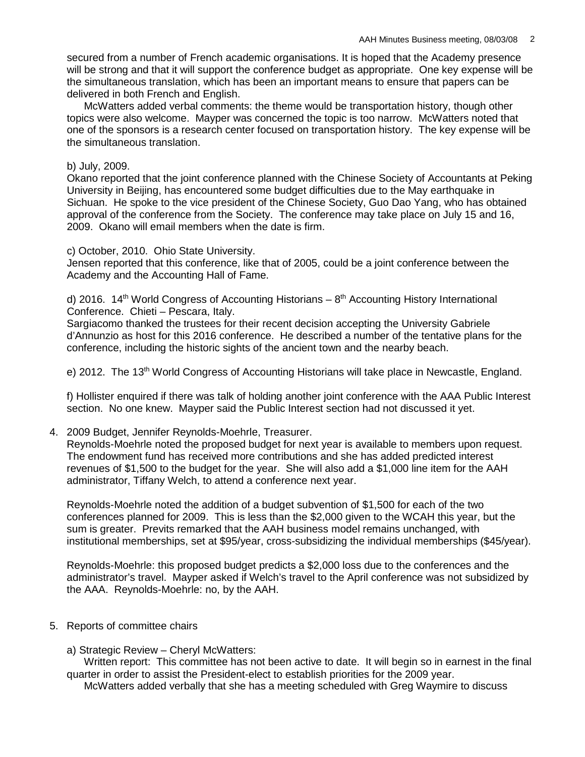secured from a number of French academic organisations. It is hoped that the Academy presence will be strong and that it will support the conference budget as appropriate. One key expense will be the simultaneous translation, which has been an important means to ensure that papers can be delivered in both French and English.

McWatters added verbal comments: the theme would be transportation history, though other topics were also welcome. Mayper was concerned the topic is too narrow. McWatters noted that one of the sponsors is a research center focused on transportation history. The key expense will be the simultaneous translation.

b) July, 2009.
Okano reported that the joint conference planned with the Chinese Society of Accountants at Peking University in Beijing, has encountered some budget difficulties due to the May earthquake in Sichuan. He spoke to the vice president of the Chinese Society, Guo Dao Yang, who has obtained approval of the conference from the Society. The conference may take place on July 15 and 16, 2009. Okano will email members when the date is firm.

c) October, 2010. Ohio State University.
Jensen reported that this conference, like that of 2005, could be a joint conference between the Academy and the Accounting Hall of Fame.

d) 2016. 14th World Congress of Accounting Historians – 8th Accounting History International Conference. Chieti – Pescara, Italy.
Sargiacomo thanked the trustees for their recent decision accepting the University Gabriele d'Annunzio as host for this 2016 conference. He described a number of the tentative plans for the conference, including the historic sights of the ancient town and the nearby beach.

e) 2012. The 13th World Congress of Accounting Historians will take place in Newcastle, England.

f) Hollister enquired if there was talk of holding another joint conference with the AAA Public Interest section. No one knew. Mayper said the Public Interest section had not discussed it yet.

4. 2009 Budget, Jennifer Reynolds-Moehrle, Treasurer.
Reynolds-Moehrle noted the proposed budget for next year is available to members upon request. The endowment fund has received more contributions and she has added predicted interest revenues of $1,500 to the budget for the year. She will also add a $1,000 line item for the AAH administrator, Tiffany Welch, to attend a conference next year.

Reynolds-Moehrle noted the addition of a budget subvention of $1,500 for each of the two conferences planned for 2009. This is less than the $2,000 given to the WCAH this year, but the sum is greater. Previts remarked that the AAH business model remains unchanged, with institutional memberships, set at $95/year, cross-subsidizing the individual memberships ($45/year).

Reynolds-Moehrle: this proposed budget predicts a $2,000 loss due to the conferences and the administrator's travel. Mayper asked if Welch's travel to the April conference was not subsidized by the AAA. Reynolds-Moehrle: no, by the AAH.

5. Reports of committee chairs

a) Strategic Review – Cheryl McWatters:
Written report: This committee has not been active to date. It will begin so in earnest in the final quarter in order to assist the President-elect to establish priorities for the 2009 year.
McWatters added verbally that she has a meeting scheduled with Greg Waymire to discuss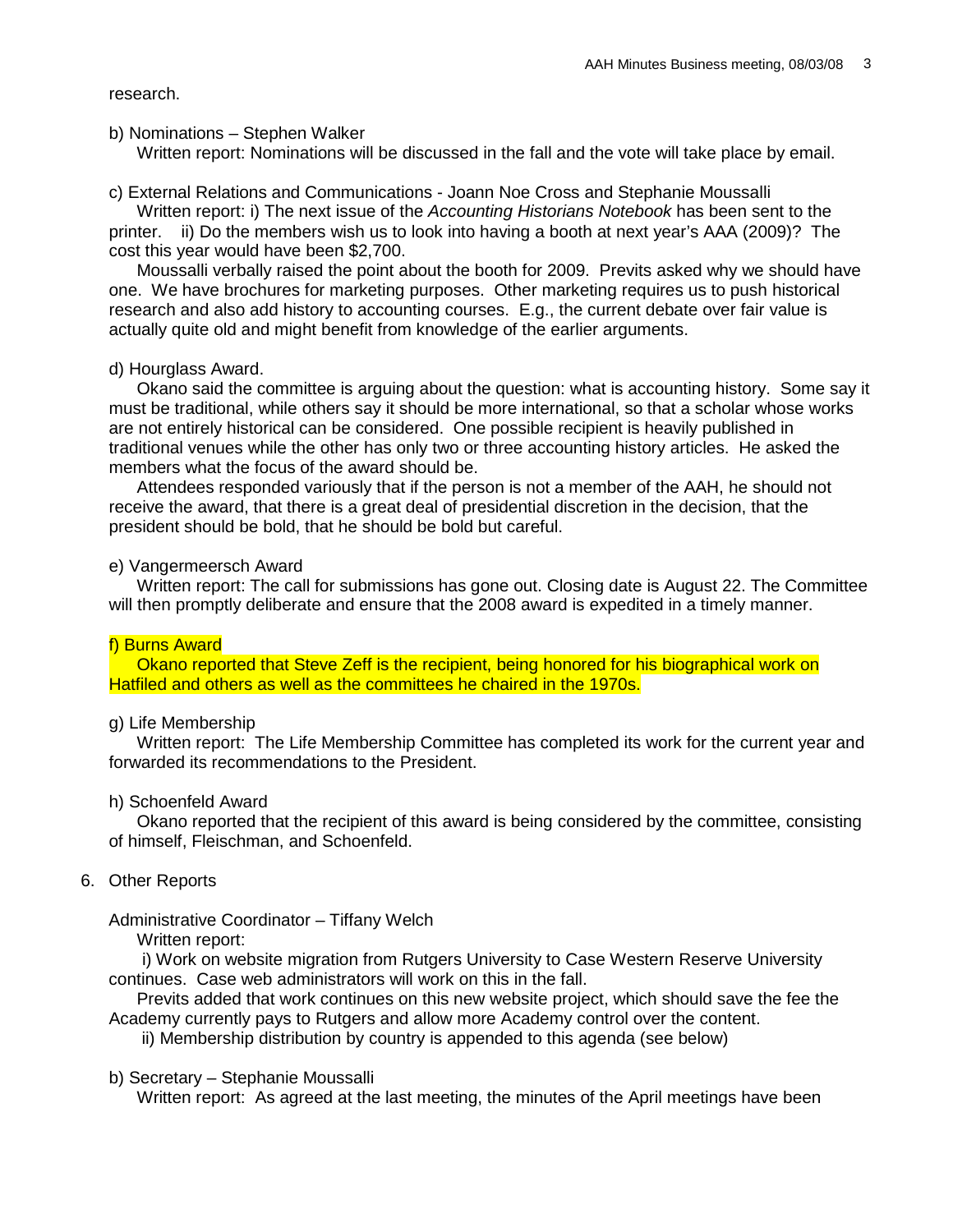research.

b) Nominations – Stephen Walker

Written report: Nominations will be discussed in the fall and the vote will take place by email.

c) External Relations and Communications - Joann Noe Cross and Stephanie Moussalli

Written report: i) The next issue of the *Accounting Historians Notebook* has been sent to the printer. ii) Do the members wish us to look into having a booth at next year's AAA (2009)? The cost this year would have been $2,700.

Moussalli verbally raised the point about the booth for 2009. Previts asked why we should have one. We have brochures for marketing purposes. Other marketing requires us to push historical research and also add history to accounting courses. E.g., the current debate over fair value is actually quite old and might benefit from knowledge of the earlier arguments.

d) Hourglass Award.

Okano said the committee is arguing about the question: what is accounting history. Some say it must be traditional, while others say it should be more international, so that a scholar whose works are not entirely historical can be considered. One possible recipient is heavily published in traditional venues while the other has only two or three accounting history articles. He asked the members what the focus of the award should be.

Attendees responded variously that if the person is not a member of the AAH, he should not receive the award, that there is a great deal of presidential discretion in the decision, that the president should be bold, that he should be bold but careful.

e) Vangermeersch Award

Written report: The call for submissions has gone out. Closing date is August 22. The Committee will then promptly deliberate and ensure that the 2008 award is expedited in a timely manner.

f) Burns Award

Okano reported that Steve Zeff is the recipient, being honored for his biographical work on Hatfiled and others as well as the committees he chaired in the 1970s.

g) Life Membership

Written report: The Life Membership Committee has completed its work for the current year and forwarded its recommendations to the President.

h) Schoenfeld Award

Okano reported that the recipient of this award is being considered by the committee, consisting of himself, Fleischman, and Schoenfeld.

6. Other Reports

Administrative Coordinator – Tiffany Welch

Written report:

i) Work on website migration from Rutgers University to Case Western Reserve University continues. Case web administrators will work on this in the fall.

Previts added that work continues on this new website project, which should save the fee the Academy currently pays to Rutgers and allow more Academy control over the content.

ii) Membership distribution by country is appended to this agenda (see below)

b) Secretary – Stephanie Moussalli

Written report: As agreed at the last meeting, the minutes of the April meetings have been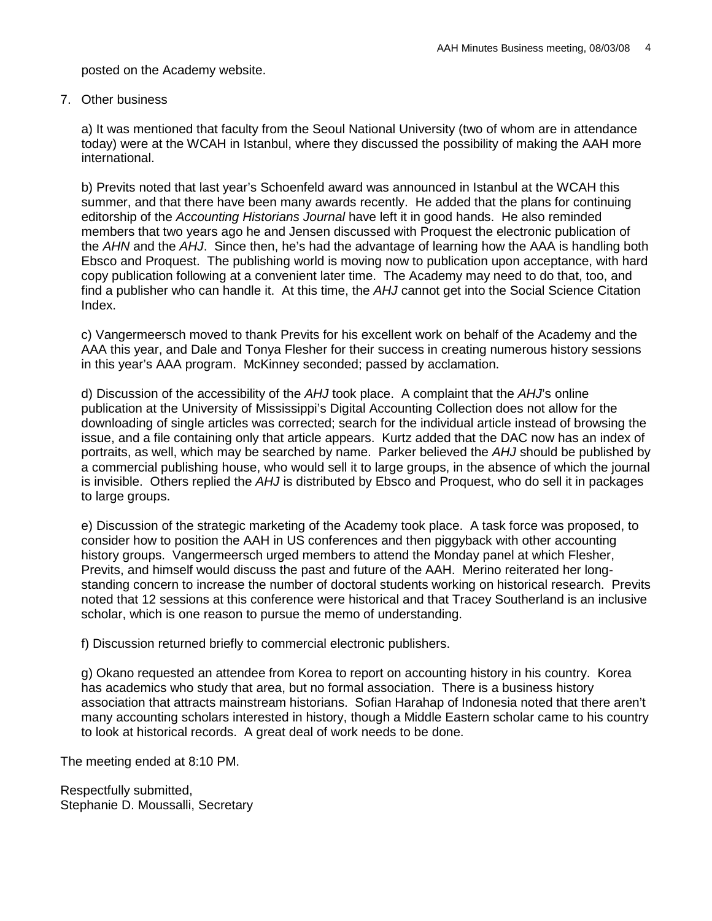posted on the Academy website.

7. Other business

   a) It was mentioned that faculty from the Seoul National University (two of whom are in attendance today) were at the WCAH in Istanbul, where they discussed the possibility of making the AAH more international.

   b) Previts noted that last year's Schoenfeld award was announced in Istanbul at the WCAH this summer, and that there have been many awards recently. He added that the plans for continuing editorship of the *Accounting Historians Journal* have left it in good hands. He also reminded members that two years ago he and Jensen discussed with Proquest the electronic publication of the *AHN* and the *AHJ*. Since then, he's had the advantage of learning how the AAA is handling both Ebsco and Proquest. The publishing world is moving now to publication upon acceptance, with hard copy publication following at a convenient later time. The Academy may need to do that, too, and find a publisher who can handle it. At this time, the *AHJ* cannot get into the Social Science Citation Index.

   c) Vangermeersch moved to thank Previts for his excellent work on behalf of the Academy and the AAA this year, and Dale and Tonya Flesher for their success in creating numerous history sessions in this year's AAA program. McKinney seconded; passed by acclamation.

   d) Discussion of the accessibility of the *AHJ* took place. A complaint that the *AHJ*'s online publication at the University of Mississippi's Digital Accounting Collection does not allow for the downloading of single articles was corrected; search for the individual article instead of browsing the issue, and a file containing only that article appears. Kurtz added that the DAC now has an index of portraits, as well, which may be searched by name. Parker believed the *AHJ* should be published by a commercial publishing house, who would sell it to large groups, in the absence of which the journal is invisible. Others replied the *AHJ* is distributed by Ebsco and Proquest, who do sell it in packages to large groups.

   e) Discussion of the strategic marketing of the Academy took place. A task force was proposed, to consider how to position the AAH in US conferences and then piggyback with other accounting history groups. Vangermeersch urged members to attend the Monday panel at which Flesher, Previts, and himself would discuss the past and future of the AAH. Merino reiterated her long-standing concern to increase the number of doctoral students working on historical research. Previts noted that 12 sessions at this conference were historical and that Tracey Southerland is an inclusive scholar, which is one reason to pursue the memo of understanding.

   f) Discussion returned briefly to commercial electronic publishers.

   g) Okano requested an attendee from Korea to report on accounting history in his country. Korea has academics who study that area, but no formal association. There is a business history association that attracts mainstream historians. Sofian Harahap of Indonesia noted that there aren't many accounting scholars interested in history, though a Middle Eastern scholar came to his country to look at historical records. A great deal of work needs to be done.

The meeting ended at 8:10 PM.

Respectfully submitted,
Stephanie D. Moussalli, Secretary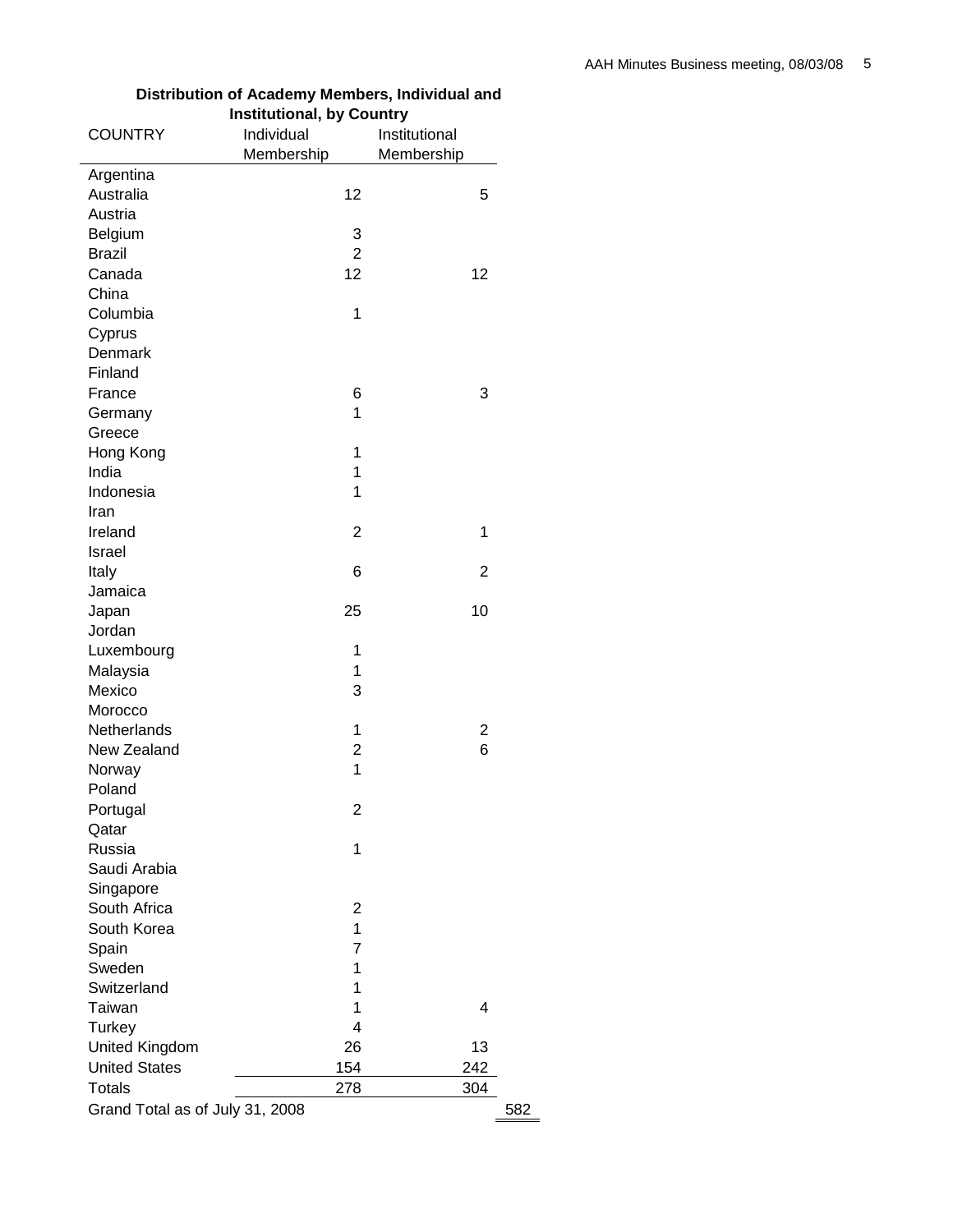**Distribution of Academy Members, Individual and Institutional, by Country**

| COUNTRY | Individual Membership | Institutional Membership | |
|---|---|---|---|
| Argentina | | | |
| Australia | 12 | 5 | |
| Austria | | | |
| Belgium | 3 | | |
| Brazil | 2 | | |
| Canada | 12 | 12 | |
| China | | | |
| Columbia | 1 | | |
| Cyprus | | | |
| Denmark | | | |
| Finland | | | |
| France | 6 | 3 | |
| Germany | 1 | | |
| Greece | | | |
| Hong Kong | 1 | | |
| India | 1 | | |
| Indonesia | 1 | | |
| Iran | | | |
| Ireland | 2 | 1 | |
| Israel | | | |
| Italy | 6 | 2 | |
| Jamaica | | | |
| Japan | 25 | 10 | |
| Jordan | | | |
| Luxembourg | 1 | | |
| Malaysia | 1 | | |
| Mexico | 3 | | |
| Morocco | | | |
| Netherlands | 1 | 2 | |
| New Zealand | 2 | 6 | |
| Norway | 1 | | |
| Poland | | | |
| Portugal | 2 | | |
| Qatar | | | |
| Russia | 1 | | |
| Saudi Arabia | | | |
| Singapore | | | |
| South Africa | 2 | | |
| South Korea | 1 | | |
| Spain | 7 | | |
| Sweden | 1 | | |
| Switzerland | 1 | | |
| Taiwan | 1 | 4 | |
| Turkey | 4 | | |
| United Kingdom | 26 | 13 | |
| United States | 154 | 242 | |
| Totals | 278 | 304 | |
| Grand Total as of July 31, 2008 | | | 582 |